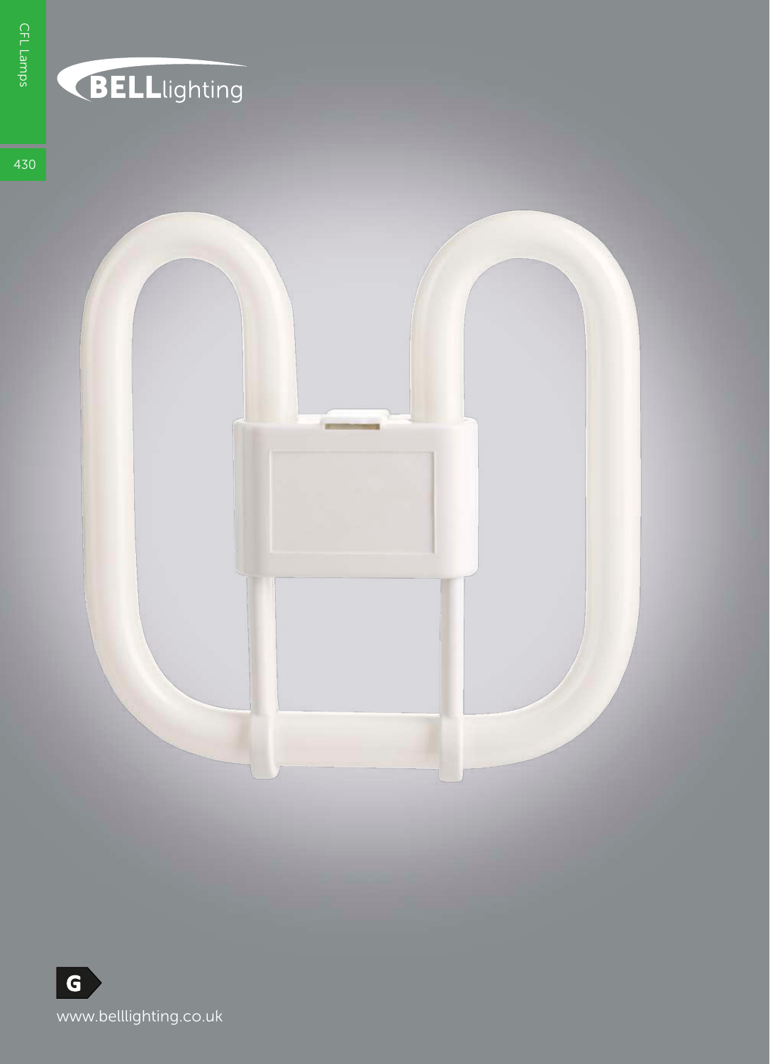CFL Lamps

BELLlighting

G

www.belllighting.co.uk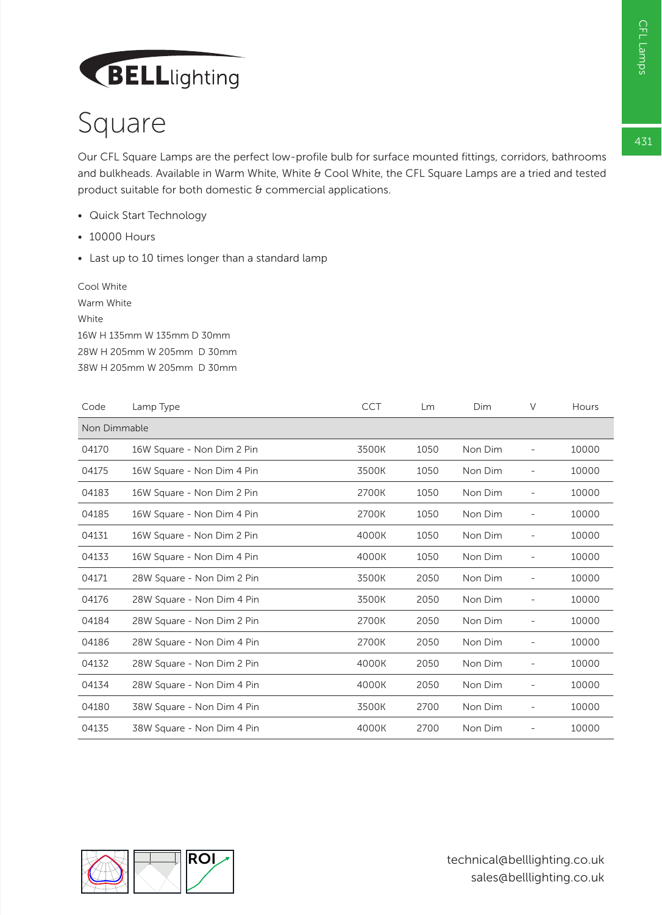# Square

Our CFL Square Lamps are the perfect low-profile bulb for surface mounted fittings, corridors, bathrooms and bulkheads. Available in Warm White, White & Cool White, the CFL Square Lamps are a tried and tested product suitable for both domestic & commercial applications.

- Quick Start Technology
- 10000 Hours
- Last up to 10 times longer than a standard lamp

Cool White
Warm White
White
16W H 135mm W 135mm D 30mm
28W H 205mm W 205mm D 30mm
38W H 205mm W 205mm D 30mm

| Code | Lamp Type | CCT | Lm | Dim | V | Hours |
|---|---|---|---|---|---|---|
| Non Dimmable | | | | | | |
| 04170 | 16W Square - Non Dim 2 Pin | 3500K | 1050 | Non Dim | - | 10000 |
| 04175 | 16W Square - Non Dim 4 Pin | 3500K | 1050 | Non Dim | - | 10000 |
| 04183 | 16W Square - Non Dim 2 Pin | 2700K | 1050 | Non Dim | - | 10000 |
| 04185 | 16W Square - Non Dim 4 Pin | 2700K | 1050 | Non Dim | - | 10000 |
| 04131 | 16W Square - Non Dim 2 Pin | 4000K | 1050 | Non Dim | - | 10000 |
| 04133 | 16W Square - Non Dim 4 Pin | 4000K | 1050 | Non Dim | - | 10000 |
| 04171 | 28W Square - Non Dim 2 Pin | 3500K | 2050 | Non Dim | - | 10000 |
| 04176 | 28W Square - Non Dim 4 Pin | 3500K | 2050 | Non Dim | - | 10000 |
| 04184 | 28W Square - Non Dim 2 Pin | 2700K | 2050 | Non Dim | - | 10000 |
| 04186 | 28W Square - Non Dim 4 Pin | 2700K | 2050 | Non Dim | - | 10000 |
| 04132 | 28W Square - Non Dim 2 Pin | 4000K | 2050 | Non Dim | - | 10000 |
| 04134 | 28W Square - Non Dim 4 Pin | 4000K | 2050 | Non Dim | - | 10000 |
| 04180 | 38W Square - Non Dim 4 Pin | 3500K | 2700 | Non Dim | - | 10000 |
| 04135 | 38W Square - Non Dim 4 Pin | 4000K | 2700 | Non Dim | - | 10000 |

technical@belllighting.co.uk
sales@belllighting.co.uk